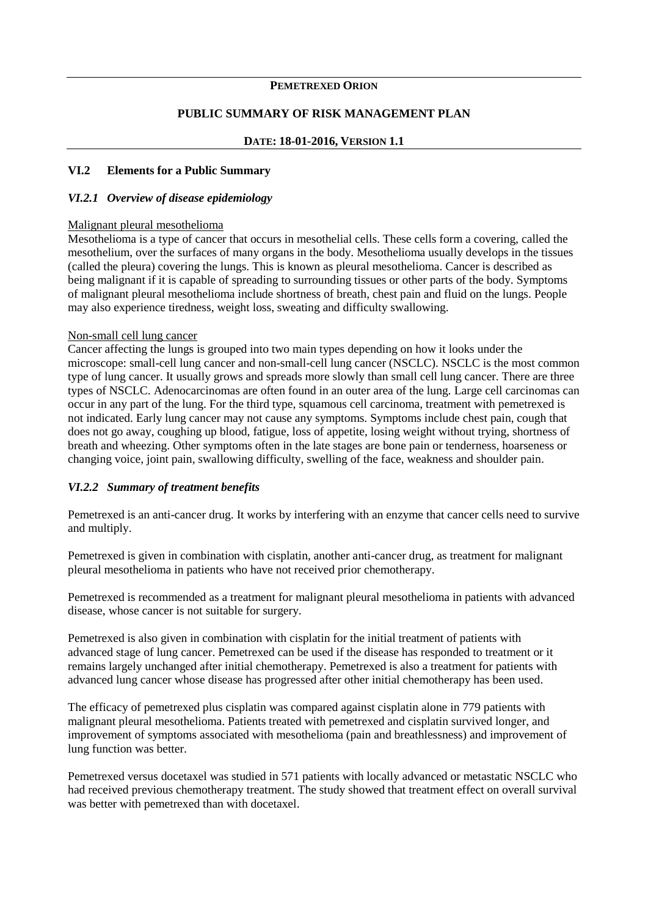**PEMETREXED ORION**

**PUBLIC SUMMARY OF RISK MANAGEMENT PLAN**

**DATE: 18-01-2016, VERSION 1.1**

## VI.2 Elements for a Public Summary

### *VI.2.1 Overview of disease epidemiology*

Malignant pleural mesothelioma

Mesothelioma is a type of cancer that occurs in mesothelial cells. These cells form a covering, called the mesothelium, over the surfaces of many organs in the body. Mesothelioma usually develops in the tissues (called the pleura) covering the lungs. This is known as pleural mesothelioma. Cancer is described as being malignant if it is capable of spreading to surrounding tissues or other parts of the body. Symptoms of malignant pleural mesothelioma include shortness of breath, chest pain and fluid on the lungs. People may also experience tiredness, weight loss, sweating and difficulty swallowing.

Non-small cell lung cancer

Cancer affecting the lungs is grouped into two main types depending on how it looks under the microscope: small-cell lung cancer and non-small-cell lung cancer (NSCLC). NSCLC is the most common type of lung cancer. It usually grows and spreads more slowly than small cell lung cancer. There are three types of NSCLC. Adenocarcinomas are often found in an outer area of the lung. Large cell carcinomas can occur in any part of the lung. For the third type, squamous cell carcinoma, treatment with pemetrexed is not indicated. Early lung cancer may not cause any symptoms. Symptoms include chest pain, cough that does not go away, coughing up blood, fatigue, loss of appetite, losing weight without trying, shortness of breath and wheezing. Other symptoms often in the late stages are bone pain or tenderness, hoarseness or changing voice, joint pain, swallowing difficulty, swelling of the face, weakness and shoulder pain.

### *VI.2.2 Summary of treatment benefits*

Pemetrexed is an anti-cancer drug. It works by interfering with an enzyme that cancer cells need to survive and multiply.

Pemetrexed is given in combination with cisplatin, another anti-cancer drug, as treatment for malignant pleural mesothelioma in patients who have not received prior chemotherapy.

Pemetrexed is recommended as a treatment for malignant pleural mesothelioma in patients with advanced disease, whose cancer is not suitable for surgery.

Pemetrexed is also given in combination with cisplatin for the initial treatment of patients with advanced stage of lung cancer. Pemetrexed can be used if the disease has responded to treatment or it remains largely unchanged after initial chemotherapy. Pemetrexed is also a treatment for patients with advanced lung cancer whose disease has progressed after other initial chemotherapy has been used.

The efficacy of pemetrexed plus cisplatin was compared against cisplatin alone in 779 patients with malignant pleural mesothelioma. Patients treated with pemetrexed and cisplatin survived longer, and improvement of symptoms associated with mesothelioma (pain and breathlessness) and improvement of lung function was better.

Pemetrexed versus docetaxel was studied in 571 patients with locally advanced or metastatic NSCLC who had received previous chemotherapy treatment. The study showed that treatment effect on overall survival was better with pemetrexed than with docetaxel.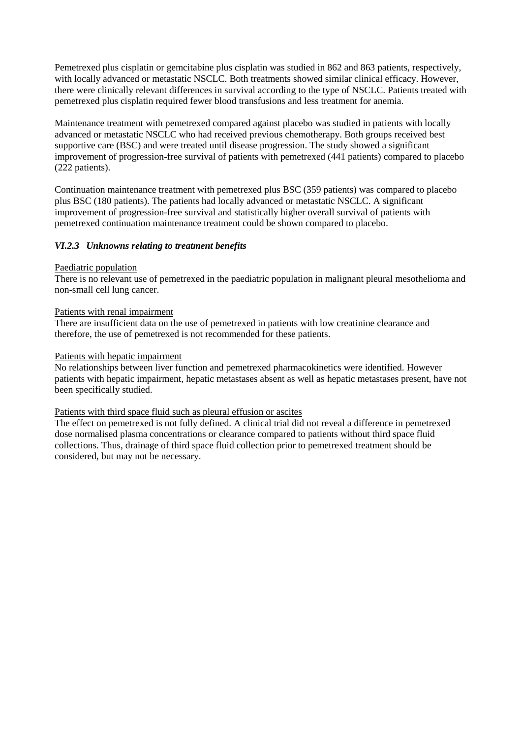Pemetrexed plus cisplatin or gemcitabine plus cisplatin was studied in 862 and 863 patients, respectively, with locally advanced or metastatic NSCLC. Both treatments showed similar clinical efficacy. However, there were clinically relevant differences in survival according to the type of NSCLC. Patients treated with pemetrexed plus cisplatin required fewer blood transfusions and less treatment for anemia.

Maintenance treatment with pemetrexed compared against placebo was studied in patients with locally advanced or metastatic NSCLC who had received previous chemotherapy. Both groups received best supportive care (BSC) and were treated until disease progression. The study showed a significant improvement of progression-free survival of patients with pemetrexed (441 patients) compared to placebo (222 patients).

Continuation maintenance treatment with pemetrexed plus BSC (359 patients) was compared to placebo plus BSC (180 patients). The patients had locally advanced or metastatic NSCLC. A significant improvement of progression-free survival and statistically higher overall survival of patients with pemetrexed continuation maintenance treatment could be shown compared to placebo.

### *VI.2.3 Unknowns relating to treatment benefits*

Paediatric population

There is no relevant use of pemetrexed in the paediatric population in malignant pleural mesothelioma and non-small cell lung cancer.

Patients with renal impairment

There are insufficient data on the use of pemetrexed in patients with low creatinine clearance and therefore, the use of pemetrexed is not recommended for these patients.

Patients with hepatic impairment

No relationships between liver function and pemetrexed pharmacokinetics were identified. However patients with hepatic impairment, hepatic metastases absent as well as hepatic metastases present, have not been specifically studied.

Patients with third space fluid such as pleural effusion or ascites

The effect on pemetrexed is not fully defined. A clinical trial did not reveal a difference in pemetrexed dose normalised plasma concentrations or clearance compared to patients without third space fluid collections. Thus, drainage of third space fluid collection prior to pemetrexed treatment should be considered, but may not be necessary.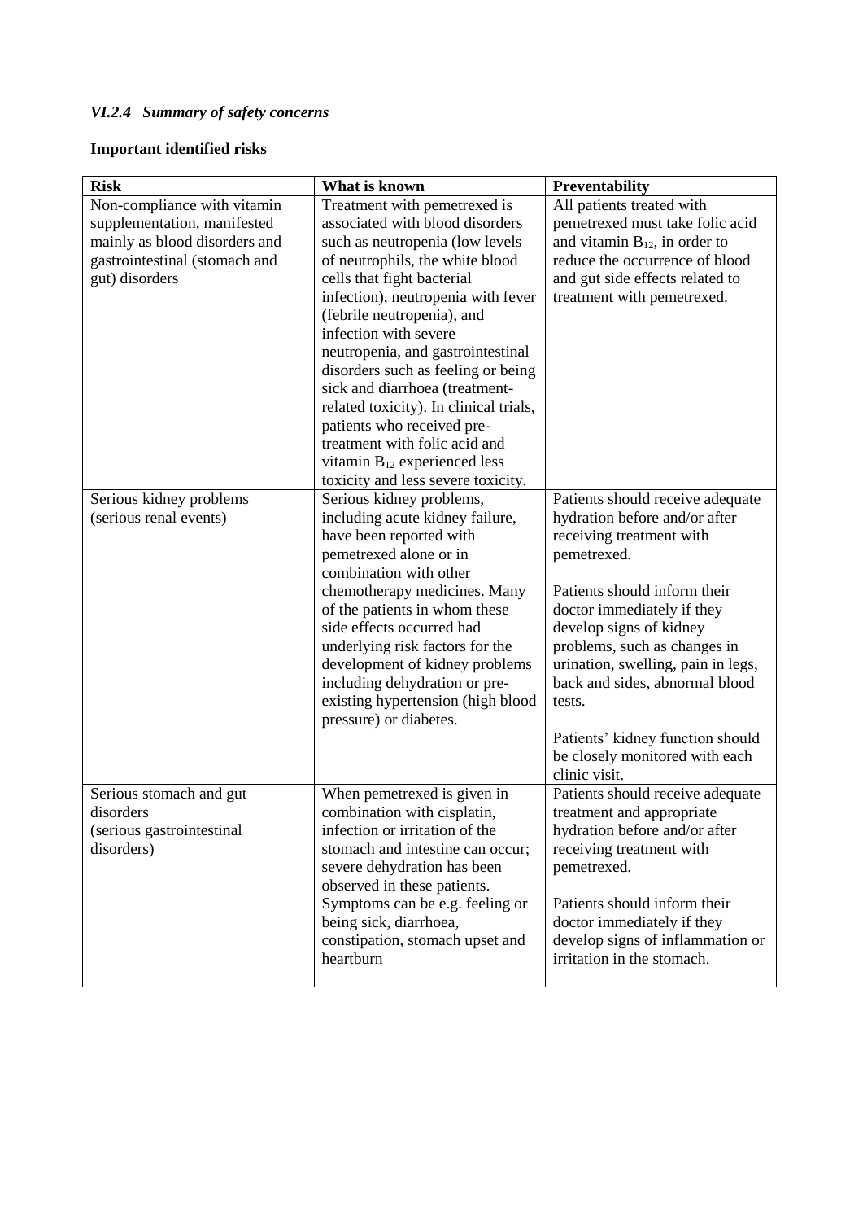### *VI.2.4 Summary of safety concerns*

**Important identified risks**

| **Risk** | **What is known** | **Preventability** |
|---|---|---|
| Non-compliance with vitamin supplementation, manifested mainly as blood disorders and gastrointestinal (stomach and gut) disorders | Treatment with pemetrexed is associated with blood disorders such as neutropenia (low levels of neutrophils, the white blood cells that fight bacterial infection), neutropenia with fever (febrile neutropenia), and infection with severe neutropenia, and gastrointestinal disorders such as feeling or being sick and diarrhoea (treatment-related toxicity). In clinical trials, patients who received pre-treatment with folic acid and vitamin $B_{12}$ experienced less toxicity and less severe toxicity. | All patients treated with pemetrexed must take folic acid and vitamin $B_{12}$, in order to reduce the occurrence of blood and gut side effects related to treatment with pemetrexed. |
| Serious kidney problems (serious renal events) | Serious kidney problems, including acute kidney failure, have been reported with pemetrexed alone or in combination with other chemotherapy medicines. Many of the patients in whom these side effects occurred had underlying risk factors for the development of kidney problems including dehydration or pre-existing hypertension (high blood pressure) or diabetes. | Patients should receive adequate hydration before and/or after receiving treatment with pemetrexed.<br><br>Patients should inform their doctor immediately if they develop signs of kidney problems, such as changes in urination, swelling, pain in legs, back and sides, abnormal blood tests.<br><br>Patients' kidney function should be closely monitored with each clinic visit. |
| Serious stomach and gut disorders (serious gastrointestinal disorders) | When pemetrexed is given in combination with cisplatin, infection or irritation of the stomach and intestine can occur; severe dehydration has been observed in these patients. Symptoms can be e.g. feeling or being sick, diarrhoea, constipation, stomach upset and heartburn | Patients should receive adequate treatment and appropriate hydration before and/or after receiving treatment with pemetrexed.<br><br>Patients should inform their doctor immediately if they develop signs of inflammation or irritation in the stomach. |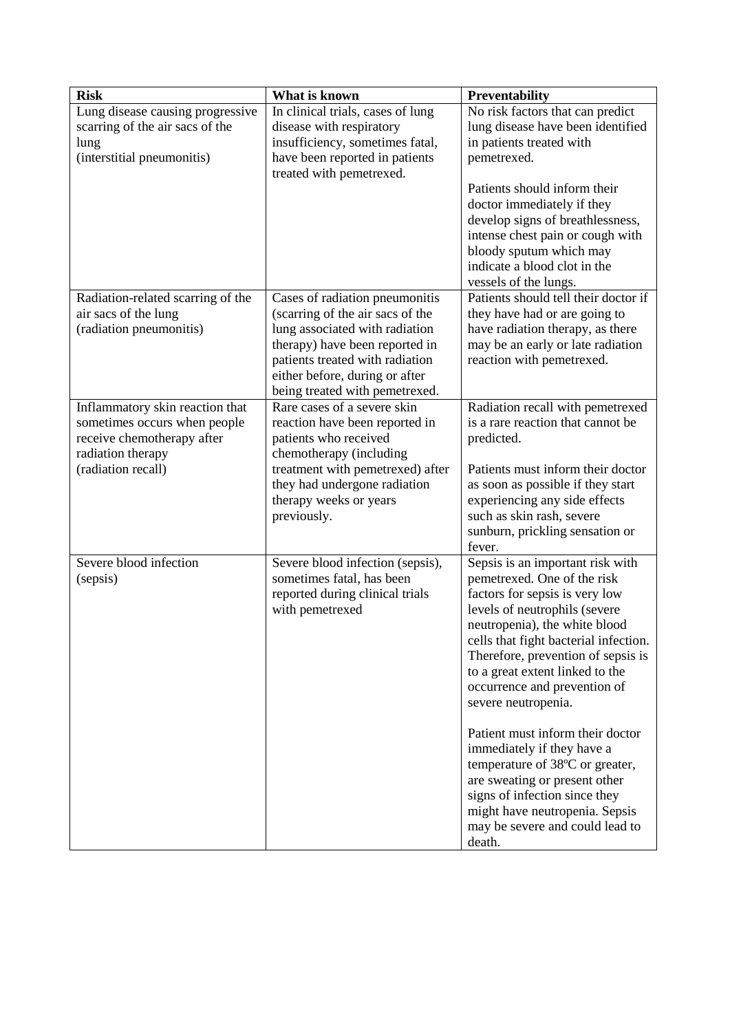| Risk | What is known | Preventability |
|---|---|---|
| Lung disease causing progressive scarring of the air sacs of the lung (interstitial pneumonitis) | In clinical trials, cases of lung disease with respiratory insufficiency, sometimes fatal, have been reported in patients treated with pemetrexed. | No risk factors that can predict lung disease have been identified in patients treated with pemetrexed.<br><br>Patients should inform their doctor immediately if they develop signs of breathlessness, intense chest pain or cough with bloody sputum which may indicate a blood clot in the vessels of the lungs. |
| Radiation-related scarring of the air sacs of the lung (radiation pneumonitis) | Cases of radiation pneumonitis (scarring of the air sacs of the lung associated with radiation therapy) have been reported in patients treated with radiation either before, during or after being treated with pemetrexed. | Patients should tell their doctor if they have had or are going to have radiation therapy, as there may be an early or late radiation reaction with pemetrexed. |
| Inflammatory skin reaction that sometimes occurs when people receive chemotherapy after radiation therapy (radiation recall) | Rare cases of a severe skin reaction have been reported in patients who received chemotherapy (including treatment with pemetrexed) after they had undergone radiation therapy weeks or years previously. | Radiation recall with pemetrexed is a rare reaction that cannot be predicted.<br><br>Patients must inform their doctor as soon as possible if they start experiencing any side effects such as skin rash, severe sunburn, prickling sensation or fever. |
| Severe blood infection (sepsis) | Severe blood infection (sepsis), sometimes fatal, has been reported during clinical trials with pemetrexed | Sepsis is an important risk with pemetrexed. One of the risk factors for sepsis is very low levels of neutrophils (severe neutropenia), the white blood cells that fight bacterial infection. Therefore, prevention of sepsis is to a great extent linked to the occurrence and prevention of severe neutropenia.<br><br>Patient must inform their doctor immediately if they have a temperature of 38ºC or greater, are sweating or present other signs of infection since they might have neutropenia. Sepsis may be severe and could lead to death. |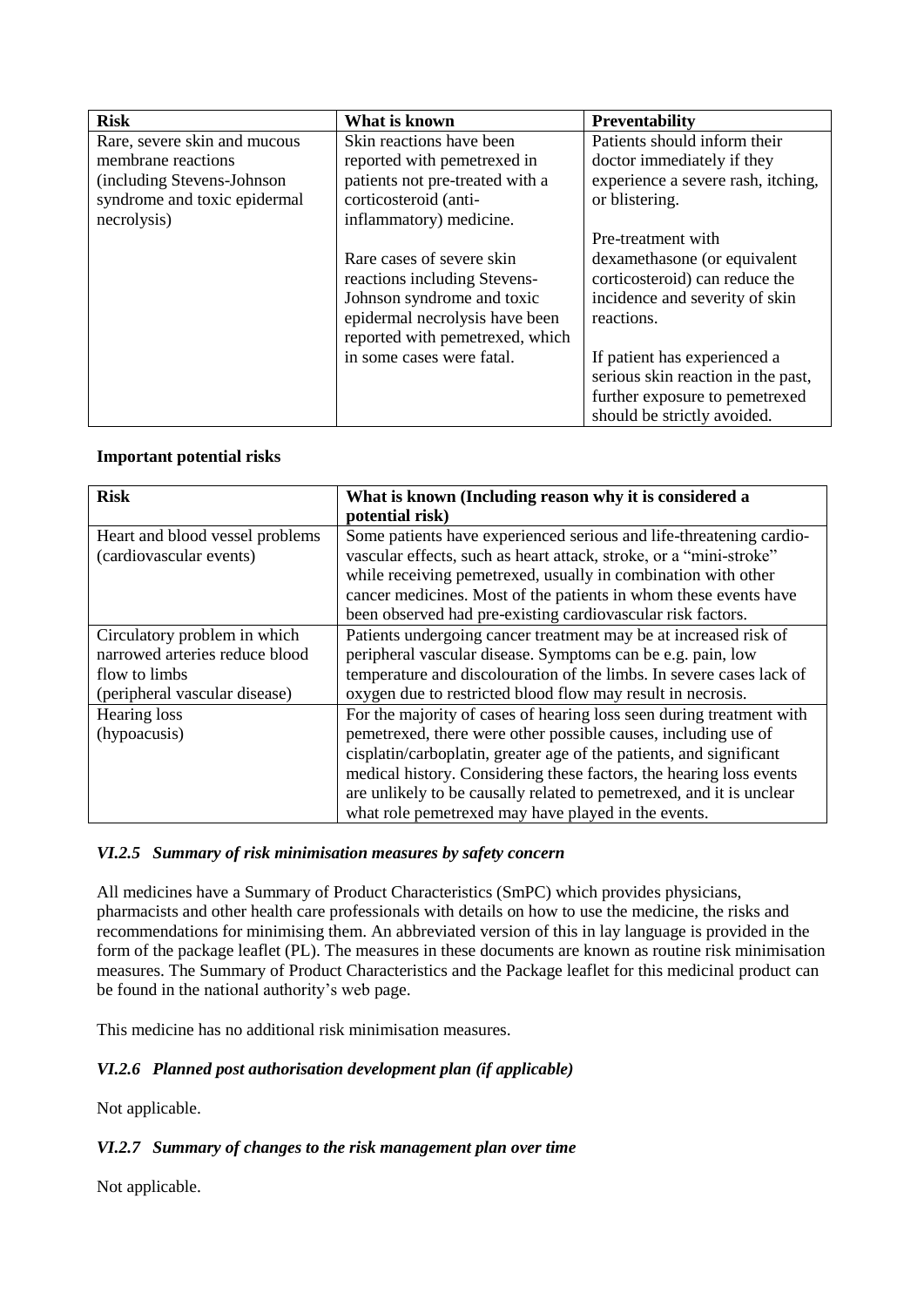| Risk | What is known | Preventability |
| --- | --- | --- |
| Rare, severe skin and mucous membrane reactions (including Stevens-Johnson syndrome and toxic epidermal necrolysis) | Skin reactions have been reported with pemetrexed in patients not pre-treated with a corticosteroid (anti-inflammatory) medicine.<br><br>Rare cases of severe skin reactions including Stevens-Johnson syndrome and toxic epidermal necrolysis have been reported with pemetrexed, which in some cases were fatal. | Patients should inform their doctor immediately if they experience a severe rash, itching, or blistering.<br><br>Pre-treatment with dexamethasone (or equivalent corticosteroid) can reduce the incidence and severity of skin reactions.<br><br>If patient has experienced a serious skin reaction in the past, further exposure to pemetrexed should be strictly avoided. |

**Important potential risks**

| Risk | What is known (Including reason why it is considered a potential risk) |
| --- | --- |
| Heart and blood vessel problems (cardiovascular events) | Some patients have experienced serious and life-threatening cardio-vascular effects, such as heart attack, stroke, or a "mini-stroke" while receiving pemetrexed, usually in combination with other cancer medicines. Most of the patients in whom these events have been observed had pre-existing cardiovascular risk factors. |
| Circulatory problem in which narrowed arteries reduce blood flow to limbs (peripheral vascular disease) | Patients undergoing cancer treatment may be at increased risk of peripheral vascular disease. Symptoms can be e.g. pain, low temperature and discolouration of the limbs. In severe cases lack of oxygen due to restricted blood flow may result in necrosis. |
| Hearing loss (hypoacusis) | For the majority of cases of hearing loss seen during treatment with pemetrexed, there were other possible causes, including use of cisplatin/carboplatin, greater age of the patients, and significant medical history. Considering these factors, the hearing loss events are unlikely to be causally related to pemetrexed, and it is unclear what role pemetrexed may have played in the events. |

### *VI.2.5 Summary of risk minimisation measures by safety concern*

All medicines have a Summary of Product Characteristics (SmPC) which provides physicians, pharmacists and other health care professionals with details on how to use the medicine, the risks and recommendations for minimising them. An abbreviated version of this in lay language is provided in the form of the package leaflet (PL). The measures in these documents are known as routine risk minimisation measures. The Summary of Product Characteristics and the Package leaflet for this medicinal product can be found in the national authority's web page.

This medicine has no additional risk minimisation measures.

### *VI.2.6 Planned post authorisation development plan (if applicable)*

Not applicable.

### *VI.2.7 Summary of changes to the risk management plan over time*

Not applicable.